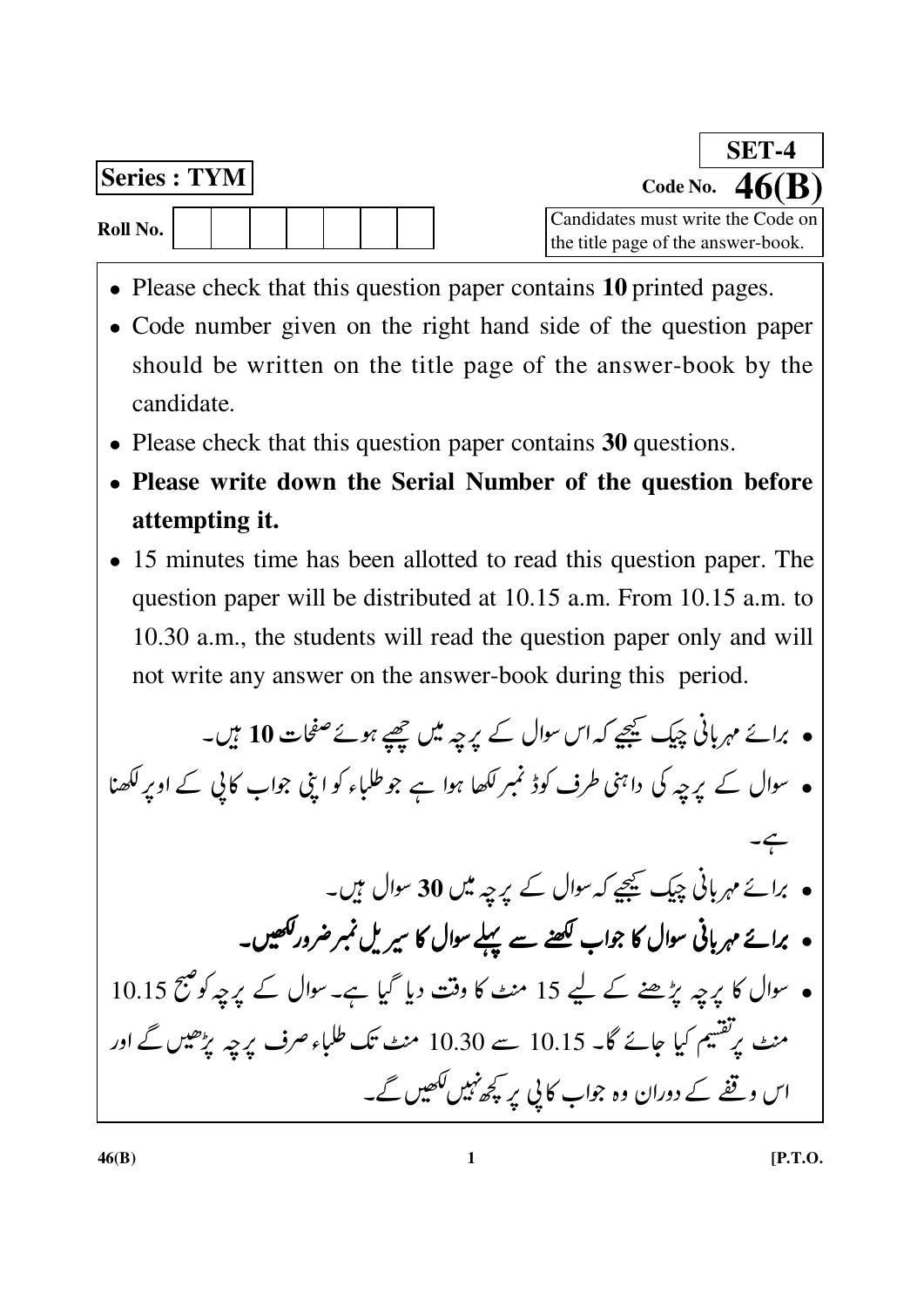**SET-4**

**Series : TYM**

Code No. **46(B)**

**Roll No.** | | | | | | | |

Candidates must write the Code on the title page of the answer-book.

- Please check that this question paper contains **10** printed pages.
- Code number given on the right hand side of the question paper should be written on the title page of the answer-book by the candidate.
- Please check that this question paper contains **30** questions.
- **Please write down the Serial Number of the question before attempting it.**
- 15 minutes time has been allotted to read this question paper. The question paper will be distributed at 10.15 a.m. From 10.15 a.m. to 10.30 a.m., the students will read the question paper only and will not write any answer on the answer-book during this period.

- برائے مہربانی چیک کیجیے کہ اس سوال کے پرچہ میں چھپے ہوئے صفحات **10** ہیں۔
- سوال کے پرچہ کی داہنی طرف کوڈ نمبر لکھا ہوا ہے جو طلباء کو اپنی جواب کاپی کے اوپر لکھنا ہے۔
- برائے مہربانی چیک کیجیے کہ سوال کے پرچہ میں **30** سوال ہیں۔
- **برائے مہربانی سوال کا جواب لکھنے سے پہلے سوال کا سیریل نمبر ضرور لکھیں۔**
- سوال کا پرچہ پڑھنے کے لیے 15 منٹ کا وقت دیا گیا ہے۔ سوال کے پرچہ کو صبح 10.15 منٹ پر تقسیم کیا جائے گا۔ 10.15 سے 10.30 منٹ تک طلباء صرف پرچہ پڑھیں گے اور اس وقفے کے دوران وہ جواب کاپی پر کچھ نہیں لکھیں گے۔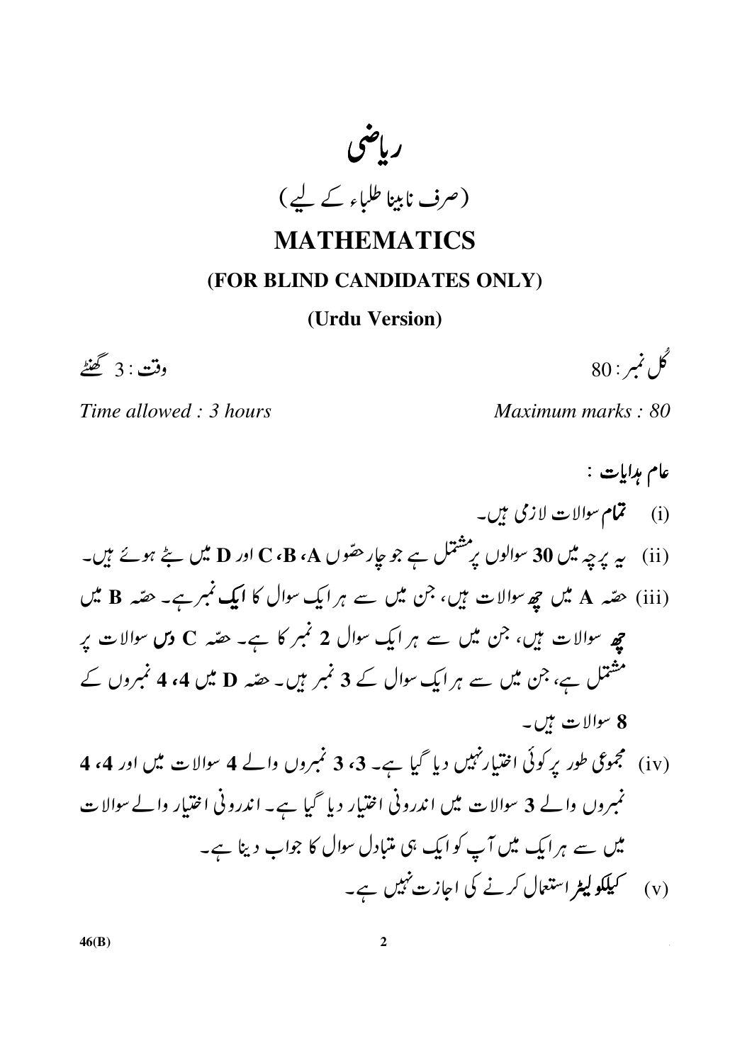# ریاضی

## (صرف نابینا طلباء کے لیے)

# MATHEMATICS

## (FOR BLIND CANDIDATES ONLY)

**(Urdu Version)**

وقت : 3 گھنٹے | کُل نمبر : 80

*Time allowed : 3 hours* | *Maximum marks : 80*

**عام ہدایات :**

(i) **تمام** سوالات لازمی ہیں۔

(ii) یہ پرچہ میں **30** سوالوں پر مشتمل ہے جو چار حصّوں **A**، **B**، **C** اور **D** میں بٹے ہوئے ہیں۔

(iii) حصّہ **A** میں **چھ** سوالات ہیں، جن میں سے ہر ایک سوال کا **ایک** نمبر ہے۔ حصّہ **B** میں **چھ** سوالات ہیں، جن میں سے ہر ایک سوال 2 نمبر کا ہے۔ حصّہ **C** **دس** سوالات پر مشتمل ہے، جن میں سے ہر ایک سوال کے **3** نمبر ہیں۔ حصّہ **D** میں **4**، **4** نمبروں کے **8** سوالات ہیں۔

(iv) مجموعی طور پر کوئی اختیار نہیں دیا گیا ہے۔ **3**، **3** نمبروں والے **4** سوالات میں اور **4**، **4** نمبروں والے **3** سوالات میں اندرونی اختیار دیا گیا ہے۔ اندرونی اختیار والے سوالات میں سے ہر ایک میں آپ کو ایک ہی متبادل سوال کا جواب دینا ہے۔

(v) **کیلکولیٹر** استعمال کرنے کی اجازت نہیں ہے۔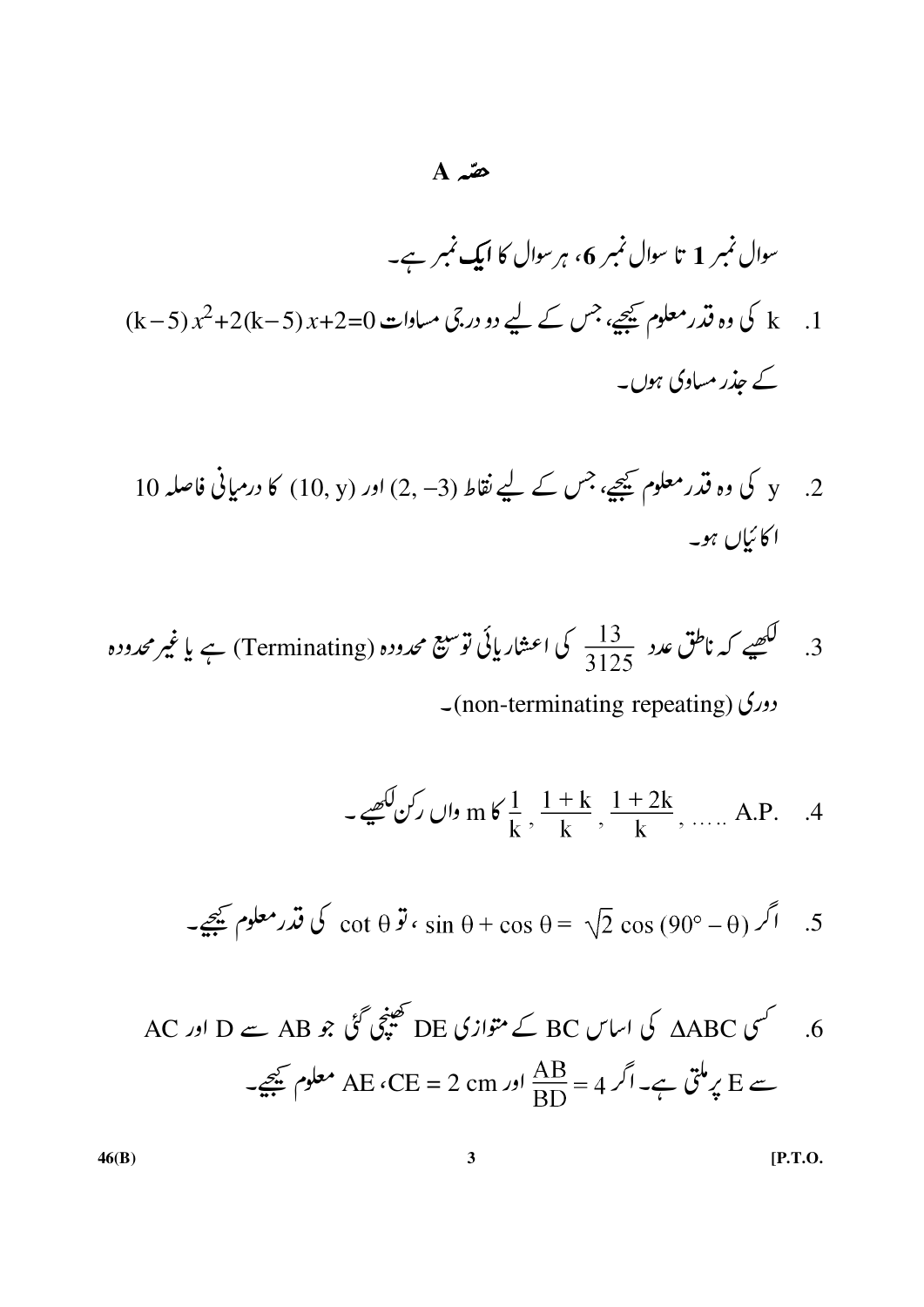## حصّہ A

سوال نمبر **1** تا سوال نمبر **6**، ہر سوال کا **ایک** نمبر ہے۔

1. k کی وہ قدر معلوم کیجیے، جس کے لیے دو درجی مساوات $(k-5)x^2+2(k-5)x+2=0$ کے جذر مساوی ہوں۔

2. y کی وہ قدر معلوم کیجیے، جس کے لیے نقاط $(2, -3)$ اور $(10, y)$ کا درمیانی فاصلہ 10 اکائیاں ہو۔

3. لکھیے کہ ناطق عدد $\frac{13}{3125}$ کی اعشاریائی توسیع محدودہ (Terminating) ہے یا غیر محدودہ دوری (non-terminating repeating)۔

4. A.P. $\frac{1}{k}, \frac{1+k}{k}, \frac{1+2k}{k}, \ldots$ کا m واں رکن لکھیے۔

5. اگر $\sin\theta + \cos\theta = \sqrt{2}\cos(90° - \theta)$، تو $\cot\theta$ کی قدر معلوم کیجیے۔

6. کسی $\Delta ABC$ کی اساس BC کے متوازی DE کھینچی گئی جو AB سے D اور AC سے E پر ملتی ہے۔ اگر $\frac{AB}{BD} = 4$ اور $CE = 2$ cm، AE معلوم کیجیے۔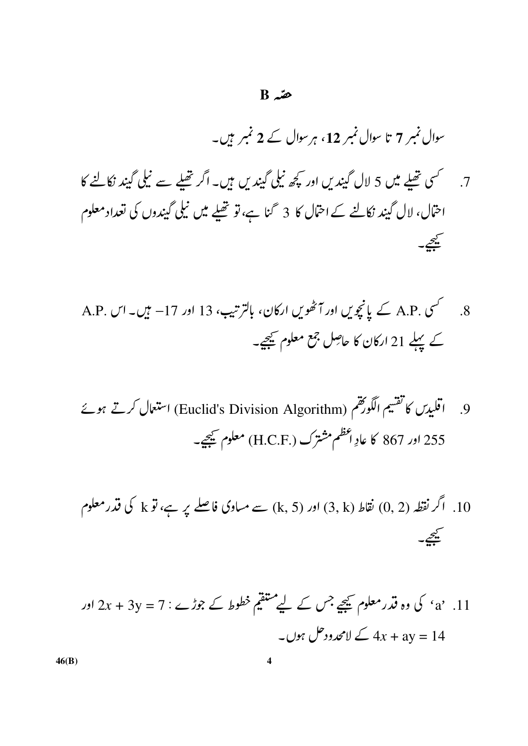## حصّہ B

سوال نمبر **7** تا سوال نمبر **12**، ہر سوال کے **2** نمبر ہیں۔

7. کسی تھیلے میں 5 لال گیندیں اور کچھ نیلی گیندیں ہیں۔ اگر تھیلے سے نیلی گیند نکالنے کا احتمال، لال گیند نکالنے کے احتمال کا 3 گنا ہے، تو تھیلے میں نیلی گیندوں کی تعداد معلوم کیجیے۔

8. کسی .A.P کے پانچویں اور آٹھویں ارکان، بالترتیب، 13 اور $-17$ ہیں۔ اس .A.P کے پہلے 21 ارکان کا حاصل جمع معلوم کیجیے۔

9. اقلیدس کا تقسیم الگورتھم (Euclid's Division Algorithm) استعمال کرتے ہوئے 255 اور 867 کا عادِ اعظم مشترک (.H.C.F) معلوم کیجیے۔

10. اگر نقطہ $(0, 2)$ نقاط $(3, k)$ اور $(k, 5)$ سے مساوی فاصلے پر ہے، تو k کی قدر معلوم کیجیے۔

11. 'a' کی وہ قدر معلوم کیجیے جس کے لیے مستقیم خطوط کے جوڑے : $2x + 3y = 7$ اور $4x + ay = 14$ کے لامحدود حل ہوں۔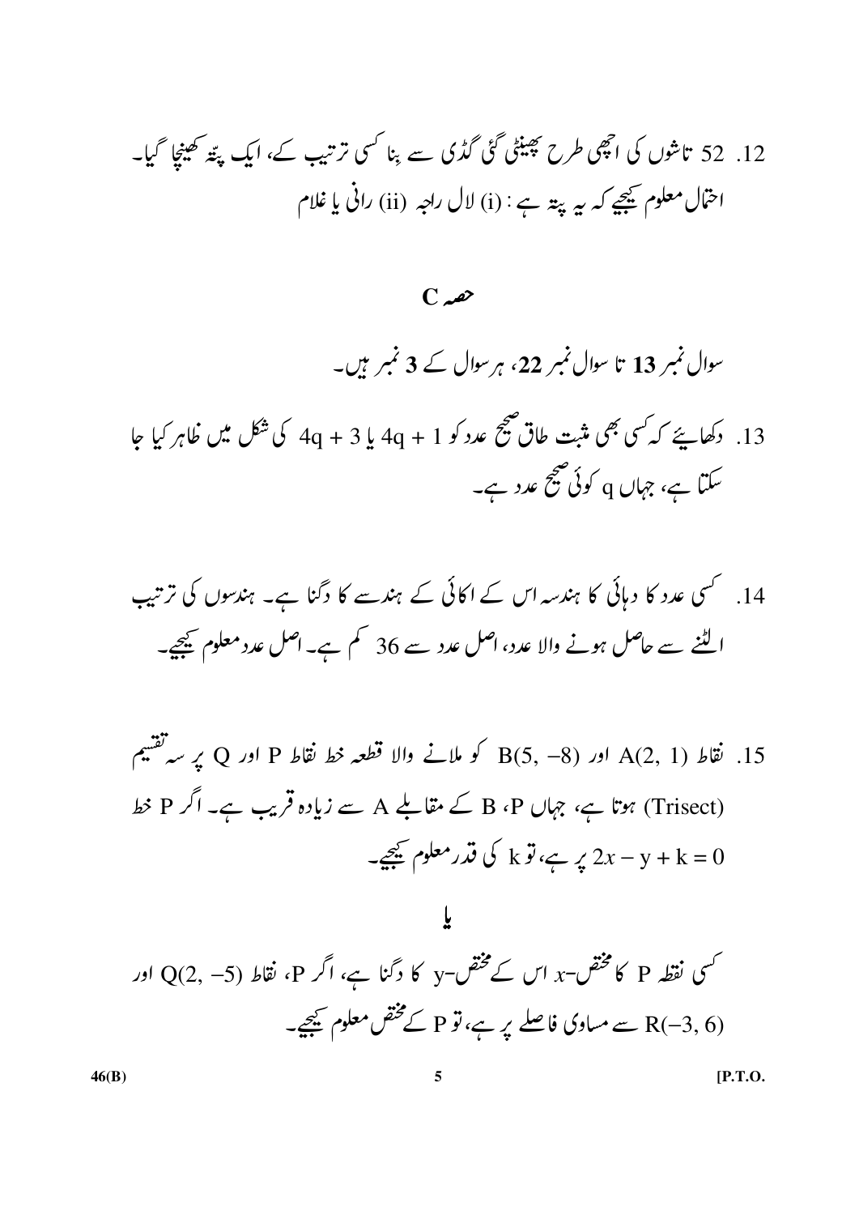.12 52 تاشوں کی اچھی طرح پھینٹی گئی گڈی سے بِنا کسی ترتیب کے، ایک پتّہ کھینچا گیا۔ احتمال معلوم کیجیے کہ یہ پتّہ ہے : (i) لال راجہ (ii) رانی یا غلام

## حصہ C

سوال نمبر **13** تا سوال نمبر **22**، ہر سوال کے **3** نمبر ہیں۔

.13 دکھایئے کہ کسی بھی مثبت طاق صحیح عدد کو $4q + 1$ یا $4q + 3$ کی شکل میں ظاہر کیا جا سکتا ہے، جہاں $q$ کوئی صحیح عدد ہے۔

.14 کسی عدد کا دہائی کا ہندسہ اس کے اکائی کے ہندسے کا دُگنا ہے۔ ہندسوں کی ترتیب الٹنے سے حاصل ہونے والا عدد، اصل عدد سے 36 کم ہے۔ اصل عدد معلوم کیجیے۔

.15 نقاط $A(2, 1)$ اور $B(5, -8)$ کو ملانے والا قطعہ خط نقاط P اور Q پر سہ تقسیم (Trisect) ہوتا ہے، جہاں P، B کے مقابلے A سے زیادہ قریب ہے۔ اگر P خط $2x - y + k = 0$ پر ہے، تو k کی قدر معلوم کیجیے۔

**یا**

کسی نقطہ P کا مختص-$x$ اس کے مختص-y کا دُگنا ہے، اگر P، نقاط $Q(2, -5)$ اور $R(-3, 6)$ سے مساوی فاصلے پر ہے، تو P کے مختص معلوم کیجیے۔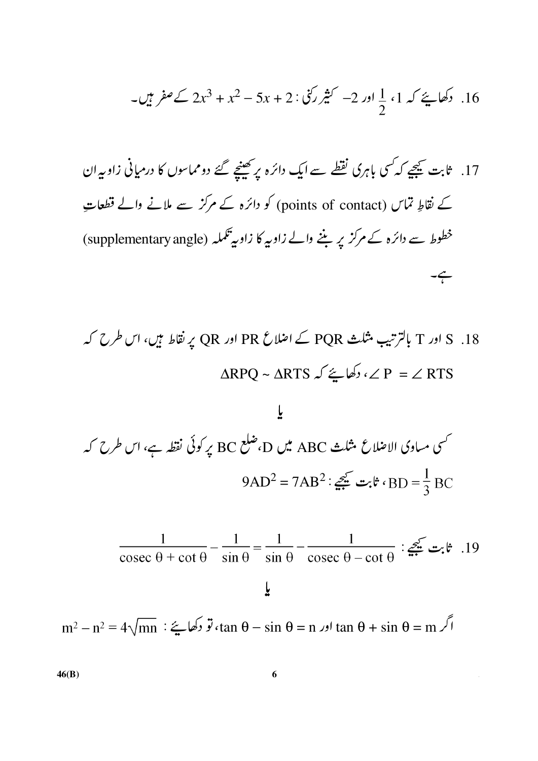16. دکھائیے کہ 1، $\frac{1}{2}$ اور $-2$ کثیر رکنی : $2x^3 + x^2 - 5x + 2$ کے صفر ہیں۔

17. ثابت کیجیے کہ کسی باہری نقطے سے ایک دائرہ پر کھینچے گئے دو مماسوں کا درمیانی زاویہ ان کے نقاطِ تماس (points of contact) کو دائرہ کے مرکز سے ملانے والے قطعاتِ خطوط سے دائرہ کے مرکز پر بننے والے زاویہ کا زاویہ تکملہ (supplementary angle) ہے۔

18. S اور T بالترتیب مثلث PQR کے اضلاع PR اور QR پر نقاط ہیں، اس طرح کہ $\angle P = \angle RTS$، دکھائیے کہ $\Delta RPQ \sim \Delta RTS$

**یا**

کسی مساوی الاضلاع مثلث ABC میں D، ضلع BC پر کوئی نقطہ ہے، اس طرح کہ $BD = \frac{1}{3} BC$، ثابت کیجیے: $9AD^2 = 7AB^2$

19. ثابت کیجیے: $\frac{1}{\operatorname{cosec} \theta + \cot \theta} - \frac{1}{\sin \theta} = \frac{1}{\sin \theta} - \frac{1}{\operatorname{cosec} \theta - \cot \theta}$

**یا**

اگر $\tan \theta + \sin \theta = m$ اور $\tan \theta - \sin \theta = n$، تو دکھائیے: $m^2 - n^2 = 4\sqrt{mn}$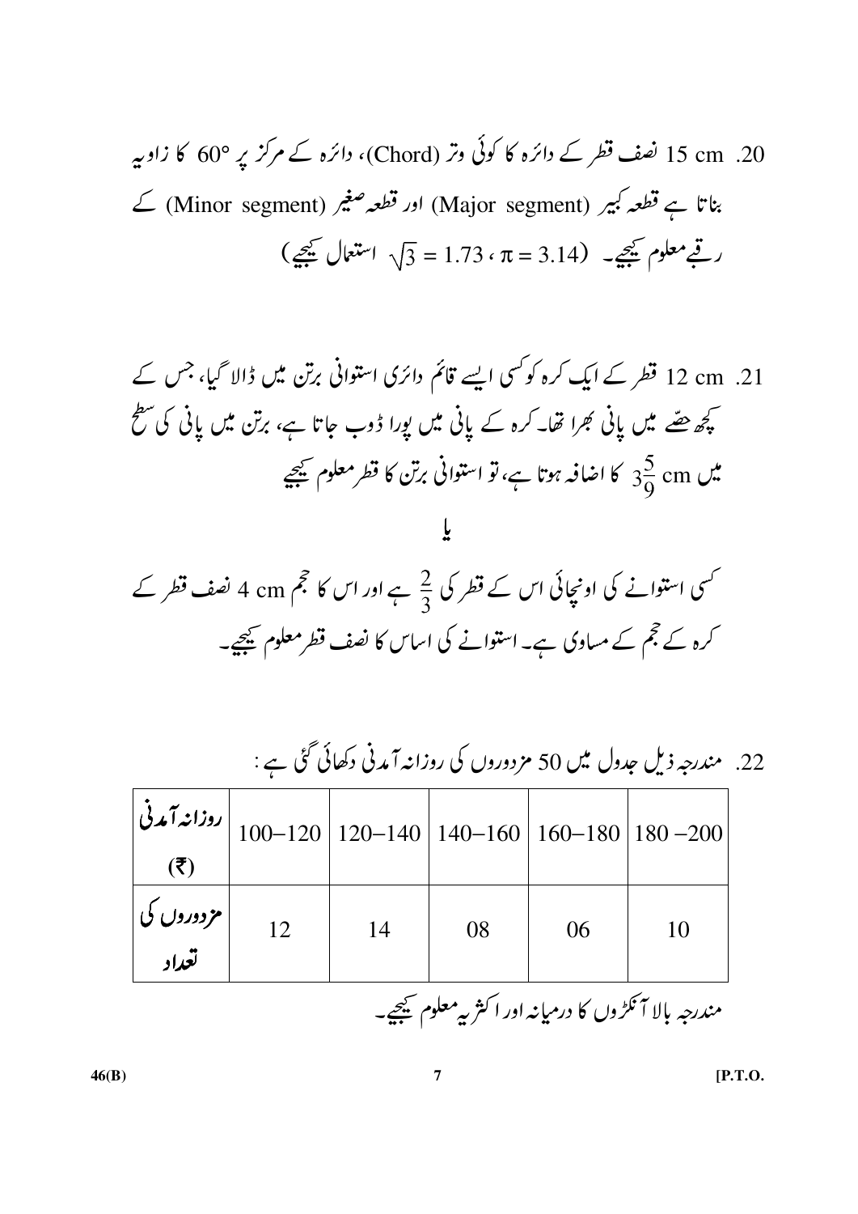20. 15 cm نصف قطر کے دائرہ کا کوئی وتر (Chord)، دائرہ کے مرکز پر $60°$ کا زاویہ بناتا ہے قطعہ کبیر (Major segment) اور قطعہ صغیر (Minor segment) کے رقبے معلوم کیجیے۔ ($\pi = 3.14$ ، $\sqrt{3} = 1.73$ استعمال کیجیے)

21. 12 cm قطر کے ایک کرہ کو کسی ایسے قائم دائری استوانی برتن میں ڈالا گیا، جس کے کچھ حصّہ میں پانی بھرا تھا۔ کرہ کے پانی میں پورا ڈوب جاتا ہے، برتن میں پانی کی سطح میں $3\frac{5}{9}$ cm کا اضافہ ہوتا ہے، تو استوانی برتن کا قطر معلوم کیجیے

یا

کسی استوانے کی اونچائی اس کے قطر کی $\frac{2}{3}$ ہے اور اس کا حجم 4 cm نصف قطر کے کرہ کے حجم کے مساوی ہے۔ استوانے کی اساس کا نصف قطر معلوم کیجیے۔

22. مندرجہ ذیل جدول میں 50 مزدوروں کی روزانہ آمدنی دکھائی گئی ہے :

| روزانہ آمدنی (₹) | 100–120 | 120–140 | 140–160 | 160–180 | 180 –200 |
|---|---|---|---|---|---|
| مزدوروں کی تعداد | 12 | 14 | 08 | 06 | 10 |

مندرجہ بالا آنکڑوں کا درمیانہ اور اکثریہ معلوم کیجیے۔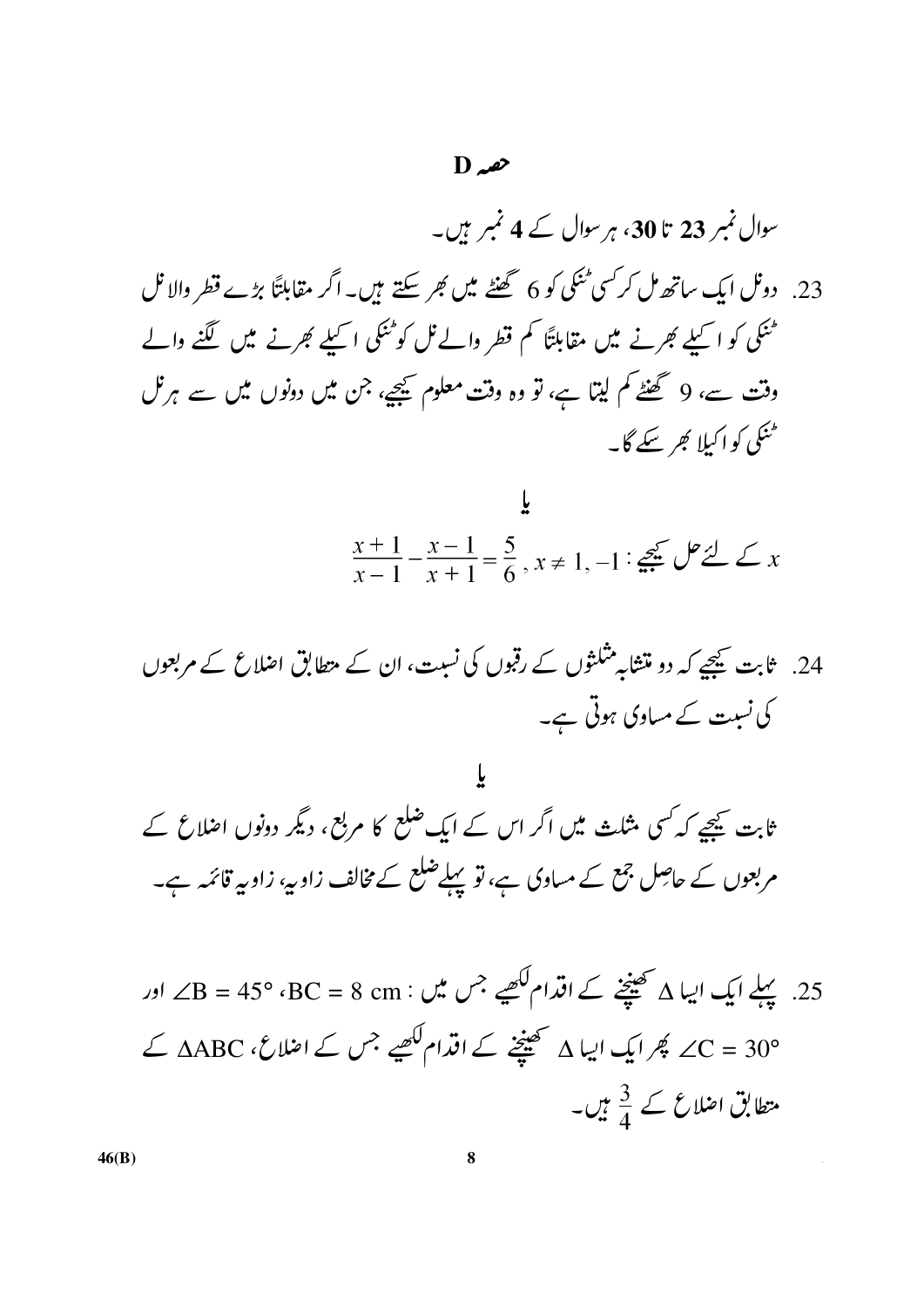# حصہ D

سوال نمبر **23** تا **30**، ہر سوال کے **4** نمبر ہیں۔

23. دو نل ایک ساتھ مل کر کسی ٹنکی کو 6 گھنٹے میں بھر سکتے ہیں۔ اگر مقابلتاً بڑے قطر والا نل ٹنکی کو اکیلے بھرنے میں مقابلتاً کم قطر والے نل کو ٹنکی اکیلے بھرنے میں لگنے والے وقت سے، 9 گھنٹے کم لیتا ہے، تو وہ وقت معلوم کیجیے، جن میں دونوں میں سے ہر نل ٹنکی کو اکیلا بھر سکے گا۔

**یا**

$x$ کے لئے حل کیجیے : $\frac{x+1}{x-1} - \frac{x-1}{x+1} = \frac{5}{6}$ ، $x \neq 1, -1$

24. ثابت کیجیے کہ دو متشابہ مثلثوں کے رقبوں کی نسبت، ان کے متطابق اضلاع کے مربعوں کی نسبت کے مساوی ہوتی ہے۔

**یا**

ثابت کیجیے کہ کسی مثلث میں اگر اس کے ایک ضلع کا مربع، دیگر دونوں اضلاع کے مربعوں کے حاصِل جمع کے مساوی ہے، تو پہلے ضلع کے مخالف زاویہ، زاویہ قائمہ ہے۔

25. پہلے ایک ایسا $\Delta$ کھینچنے کے اقدام لکھیے جس میں : $BC = 8$ cm ، $\angle B = 45°$ اور $\angle C = 30°$ پھر ایک ایسا $\Delta$ کھینچنے کے اقدام لکھیے جس کے اضلاع، $\Delta ABC$ کے متطابق اضلاع کے $\frac{3}{4}$ ہیں۔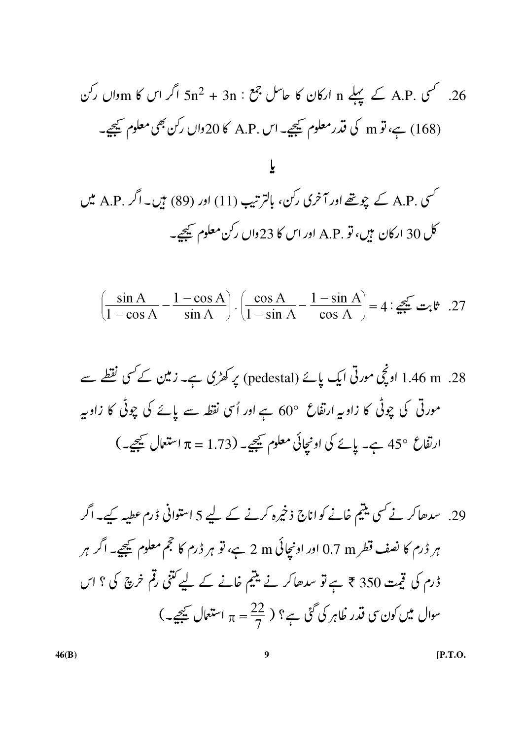26. کسی .A.P کے پہلے n ارکان کا حاصل جمع : $5n^2 + 3n$ اگر اس کا mواں رکن (168) ہے، تو m کی قدرمعلوم کیجیے۔ اس .A.P کا 20واں رکن بھی معلوم کیجیے۔

**یا**

کسی .A.P کے چوتھے اور آخری رکن، بالترتیب (11) اور (89) ہیں۔ اگر .A.P میں کل 30 ارکان ہیں، تو .A.P اور اس کا 23واں رکن معلوم کیجیے۔

27. ثابت کیجیے : $\left(\dfrac{\sin A}{1 - \cos A} - \dfrac{1 - \cos A}{\sin A}\right) \cdot \left(\dfrac{\cos A}{1 - \sin A} - \dfrac{1 - \sin A}{\cos A}\right) = 4$

28. 1.46 m اونچی مورتی ایک پائے (pedestal) پر کھڑی ہے۔ زمین کے کسی نقطے سے مورتی کی چوٹی کا زاویہ ارتفاع 60° ہے اور اُسی نقطہ سے پائے کی چوٹی کا زاویہ ارتفاع 45° ہے۔ پائے کی اونچائی معلوم کیجیے۔ ($\pi = 1.73$ استعمال کیجیے۔)

29. سدھاکر نے کسی یتیم خانے کو اناج ذخیرہ کرنے کے لیے 5 استوانی ڈرم عطیہ کیے۔ اگر ہر ڈرم کا نصف قطر 0.7 m اور اونچائی 2 m ہے، تو ہر ڈرم کا حجم معلوم کیجیے۔ اگر ہر ڈرم کی قیمت 350 ₹ ہے تو سدھاکر نے یتیم خانے کے لیے کتنی رقم خرچ کی ؟ اس سوال میں کون سی قدر ظاہر کی گئی ہے؟ ( $\pi = \dfrac{22}{7}$ استعمال کیجیے۔)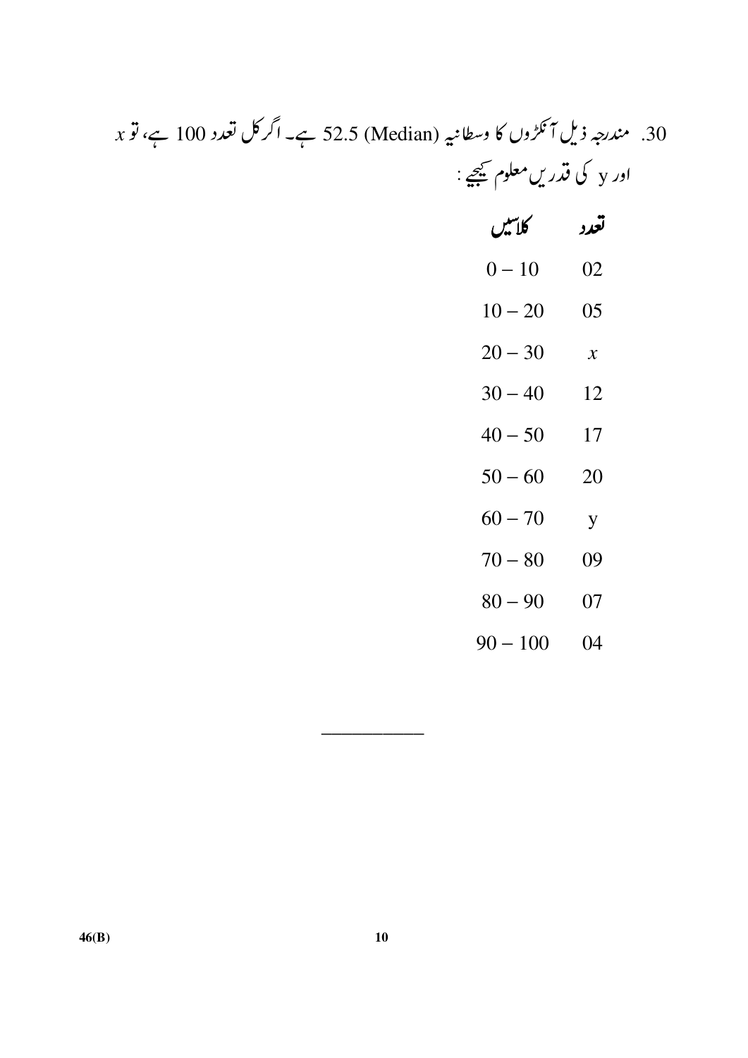30. مندرجہ ذیل آنکڑوں کا وسطانیہ (Median) 52.5 ہے۔ اگر کل تعدد 100 ہے، تو $x$ اور y کی قدریں معلوم کیجیے :

| کلاسیں | تعدد |
|---|---|
| $0-10$ | 02 |
| $10-20$ | 05 |
| $20-30$ | $x$ |
| $30-40$ | 12 |
| $40-50$ | 17 |
| $50-60$ | 20 |
| $60-70$ | y |
| $70-80$ | 09 |
| $80-90$ | 07 |
| $90-100$ | 04 |

46(B)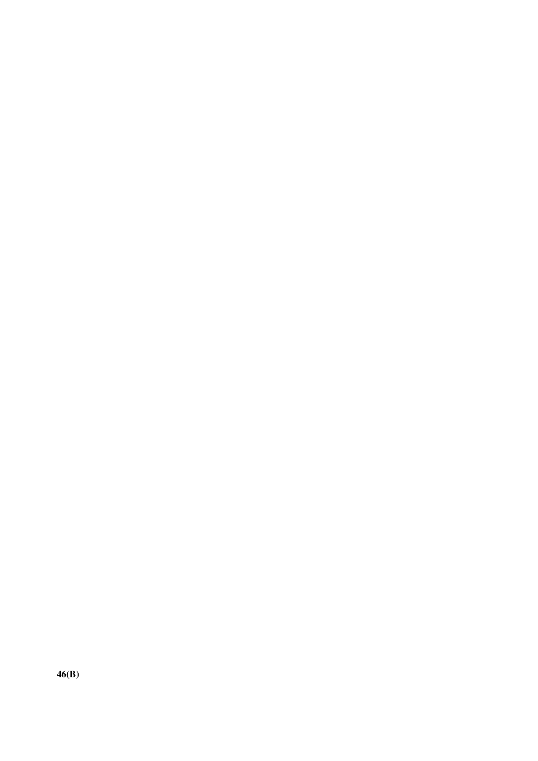**46(B)**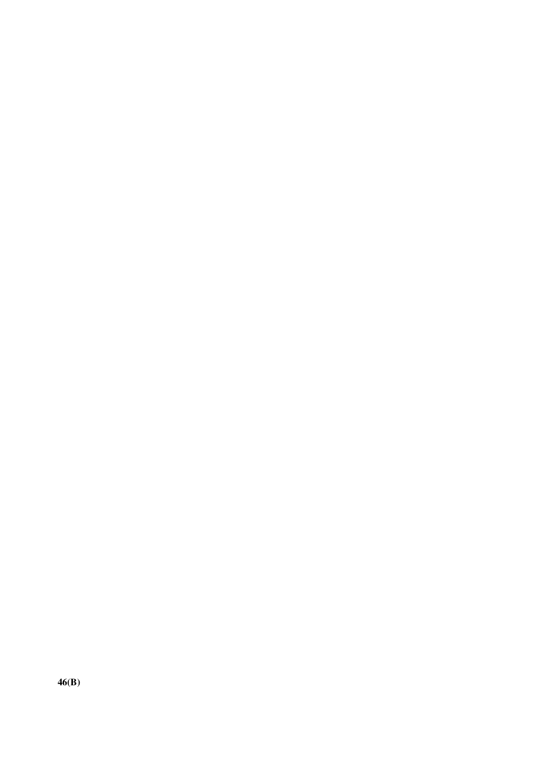46(B)